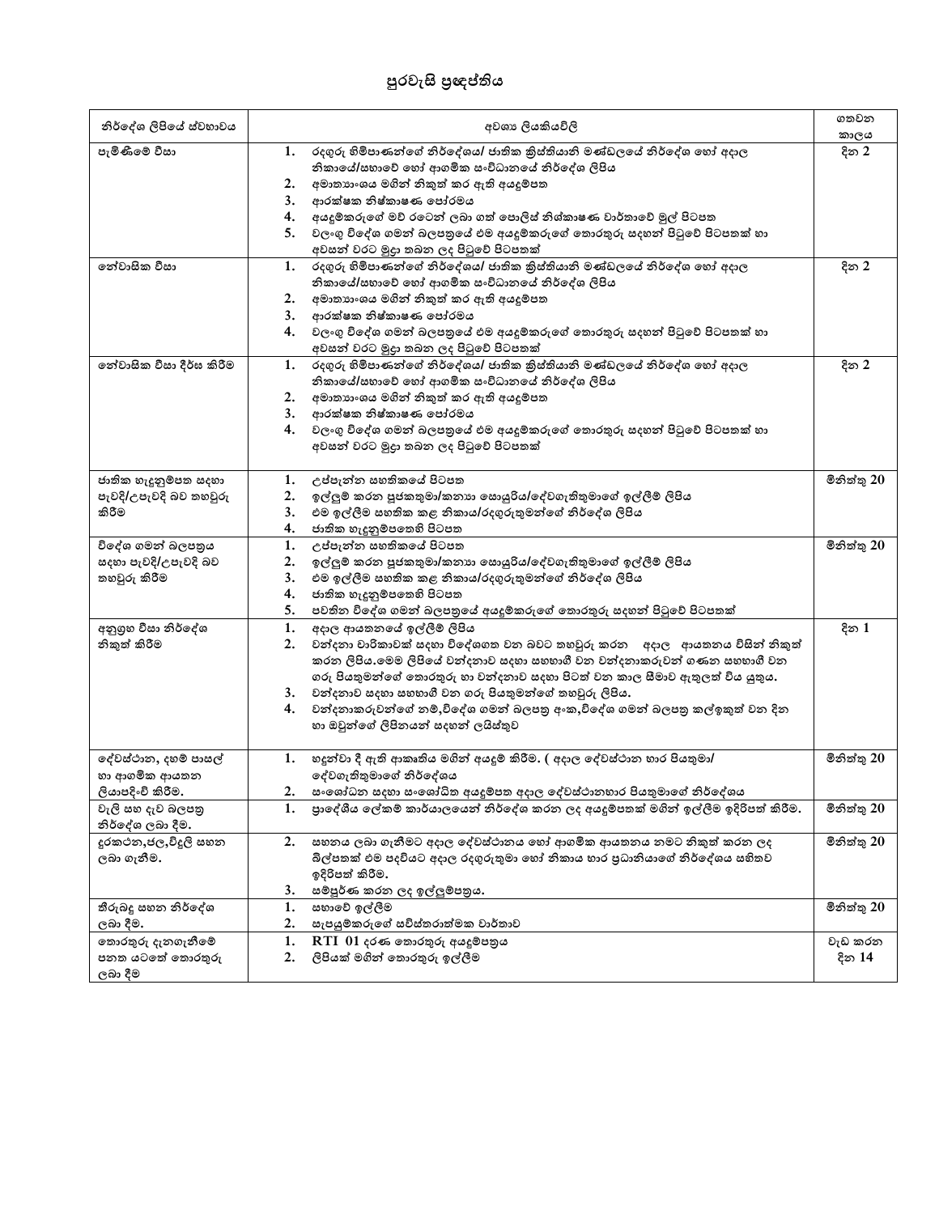# පුරවැසි ප්‍රඥප්තිය

| නිර්දේශ ලිපියේ ස්වභාවය | අවශ්‍ය ලියකියවිලි | ගතවන කාලය |
|---|---|---|
| පැමිණීමේ වීසා | 1. රදගුරු හිමිපාණන්ගේ නිර්දේශය/ ජාතික ක්‍රිස්තියානි මණ්ඩලයේ නිර්දේශ හෝ අදාල නිකායේ/සභාවේ හෝ ආගමික සංවිධානයේ නිර්දේශ ලිපිය<br>2. අමාත්‍යාංශය මගින් නිකුත් කර ඇති අයදුම්පත<br>3. ආරක්ෂක නිෂ්කාෂණ පෝරමය<br>4. අයදුම්කරුගේ මව් රටෙන් ලබා ගත් පොලිස් නිෂ්කාෂණ වාර්තාවේ මුල් පිටපත<br>5. වලංගු විදේශ ගමන් බලපත්‍රයේ එම අයදුම්කරුගේ තොරතුරු සඳහන් පිටුවේ පිටපතක් හා අවසන් වරට මුද්‍රා තබන ලද පිටුවේ පිටපතක් | දින 2 |
| නේවාසික වීසා | 1. රදගුරු හිමිපාණන්ගේ නිර්දේශය/ ජාතික ක්‍රිස්තියානි මණ්ඩලයේ නිර්දේශ හෝ අදාල නිකායේ/සභාවේ හෝ ආගමික සංවිධානයේ නිර්දේශ ලිපිය<br>2. අමාත්‍යාංශය මගින් නිකුත් කර ඇති අයදුම්පත<br>3. ආරක්ෂක නිෂ්කාෂණ පෝරමය<br>4. වලංගු විදේශ ගමන් බලපත්‍රයේ එම අයදුම්කරුගේ තොරතුරු සඳහන් පිටුවේ පිටපතක් හා අවසන් වරට මුද්‍රා තබන ලද පිටුවේ පිටපතක් | දින 2 |
| නේවාසික වීසා දීර්ඝ කිරීම | 1. රදගුරු හිමිපාණන්ගේ නිර්දේශය/ ජාතික ක්‍රිස්තියානි මණ්ඩලයේ නිර්දේශ හෝ අදාල නිකායේ/සභාවේ හෝ ආගමික සංවිධානයේ නිර්දේශ ලිපිය<br>2. අමාත්‍යාංශය මගින් නිකුත් කර ඇති අයදුම්පත<br>3. ආරක්ෂක නිෂ්කාෂණ පෝරමය<br>4. වලංගු විදේශ ගමන් බලපත්‍රයේ එම අයදුම්කරුගේ තොරතුරු සඳහන් පිටුවේ පිටපතක් හා අවසන් වරට මුද්‍රා තබන ලද පිටුවේ පිටපතක් | දින 2 |
| ජාතික හැඳුනුම්පත සඳහා පැවිදි/උපැවිදි බව තහවුරු කිරීම | 1. උප්පැන්න සහතිකයේ පිටපත<br>2. ඉල්ලුම් කරන පූජකතුමා/කන්‍යා සොයුරිය/දේවගැතිතුමාගේ ඉල්ලීම් ලිපිය<br>3. එම ඉල්ලීම සහතික කළ නිකාය/රදගුරුතුමන්ගේ නිර්දේශ ලිපිය<br>4. ජාතික හැඳුනුම්පතෙහි පිටපත | මිනිත්තු 20 |
| විදේශ ගමන් බලපත්‍රය සඳහා පැවිදි/උපැවිදි බව තහවුරු කිරීම | 1. උප්පැන්න සහතිකයේ පිටපත<br>2. ඉල්ලුම් කරන පූජකතුමා/කන්‍යා සොයුරිය/දේවගැතිතුමාගේ ඉල්ලීම් ලිපිය<br>3. එම ඉල්ලීම සහතික කළ නිකාය/රදගුරුතුමන්ගේ නිර්දේශ ලිපිය<br>4. ජාතික හැඳුනුම්පතෙහි පිටපත<br>5. පවතින විදේශ ගමන් බලපත්‍රයේ අයදුම්කරුගේ තොරතුරු සඳහන් පිටුවේ පිටපතක් | මිනිත්තු 20 |
| අනුග්‍රහ වීසා නිර්දේශ නිකුත් කිරීම | 1. අදාල ආයතනයේ ඉල්ලීම් ලිපිය<br>2. වන්දනා චාරිකාවක් සඳහා විදේශගත වන බවට තහවුරු කරන අදාල ආයතනය විසින් නිකුත් කරන ලිපිය.මෙම ලිපියේ වන්දනාව සඳහා සහභාගී වන වන්දනාකරුවන් ගණන සහභාගී වන ගරු පියතුමන්ගේ තොරතුරු හා වන්දනාව සඳහා පිටත් වන කාල සීමාව ඇතුලත් විය යුතුය.<br>3. වන්දනාව සඳහා සහභාගී වන ගරු පියතුමන්ගේ තහවුරු ලිපිය.<br>4. වන්දනාකරුවන්ගේ නම්,විදේශ ගමන් බලපත්‍ර අංක,විදේශ ගමන් බලපත්‍ර කල්ඉකුත් වන දින හා ඔවුන්ගේ ලිපිනයන් සඳහන් ලයිස්තුව | දින 1 |
| දේවස්ථාන, දහම් පාසල් හා ආගමික ආයතන ලියාපදිංචි කිරීම. | 1. හඳුන්වා දී ඇති ආකෘතිය මගින් අයදුම් කිරීම. ( අදාල දේවස්ථාන භාර පියතුමා/ දේවගැතිතුමාගේ නිර්දේශය<br>2. සංශෝධන සඳහා සංශෝධිත අයදුම්පත අදාල දේවස්ථානභාර පියතුමාගේ නිර්දේශය | මිනිත්තු 20 |
| වැලි සහ දැව බලපත්‍ර නිර්දේශ ලබා දීම. | 1. ප්‍රාදේශීය ලේකම් කාර්යාලයෙන් නිර්දේශ කරන ලද අයදුම්පතක් මගින් ඉල්ලීම ඉදිරිපත් කිරීම. | මිනිත්තු 20 |
| දුරකථන,ජල,විදුලි සහන ලබා ගැනීම. | 2. සහනය ලබා ගැනීමට අදාල දේවස්ථානය හෝ ආගමික ආයතනය නමට නිකුත් කරන ලද බිල්පතක් එම පදවියට අදාල රදගුරුතුමා හෝ නිකාය භාර ප්‍රධානියාගේ නිර්දේශය සහිතව ඉදිරිපත් කිරීම.<br>3. සම්පූර්ණ කරන ලද ඉල්ලුම්පත්‍රය. | මිනිත්තු 20 |
| තීරුබදු සහන නිර්දේශ ලබා දීම. | 1. සභාවේ ඉල්ලීම<br>2. සැපයුම්කරුගේ සවිස්තරාත්මක වාර්තාව | මිනිත්තු 20 |
| තොරතුරු දැනගැනීමේ පනත යටතේ තොරතුරු ලබා දීම | 1. RTI 01 දරණ තොරතුරු අයදුම්පත්‍රය<br>2. ලිපියක් මගින් තොරතුරු ඉල්ලීම | වැඩ කරන දින 14 |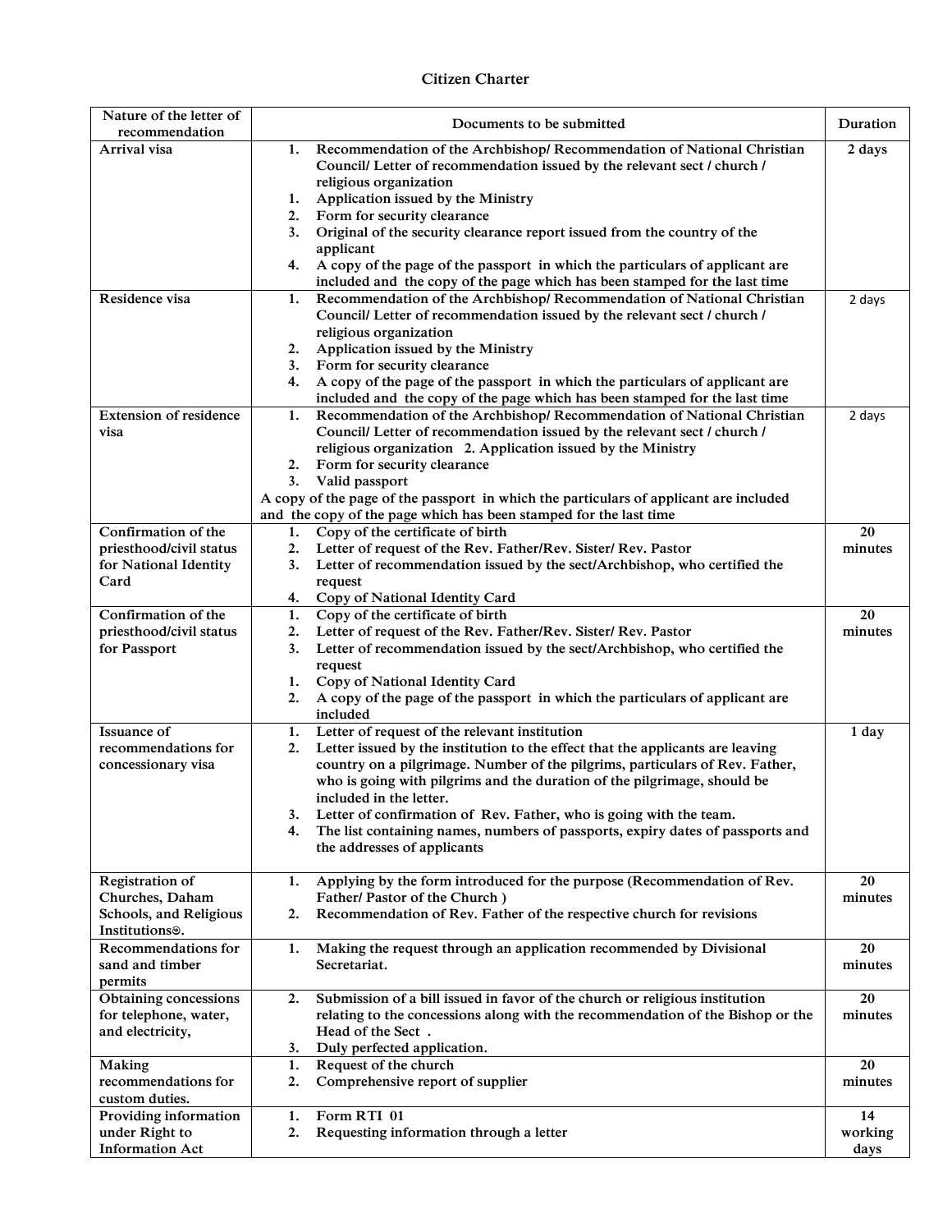# Citizen Charter

| Nature of the letter of recommendation | Documents to be submitted | Duration |
|---|---|---|
| **Arrival visa** | 1. Recommendation of the Archbishop/ Recommendation of National Christian Council/ Letter of recommendation issued by the relevant sect / church / religious organization<br>1. Application issued by the Ministry<br>2. Form for security clearance<br>3. Original of the security clearance report issued from the country of the applicant<br>4. A copy of the page of the passport in which the particulars of applicant are included and the copy of the page which has been stamped for the last time | 2 days |
| **Residence visa** | 1. Recommendation of the Archbishop/ Recommendation of National Christian Council/ Letter of recommendation issued by the relevant sect / church / religious organization<br>2. Application issued by the Ministry<br>3. Form for security clearance<br>4. A copy of the page of the passport in which the particulars of applicant are included and the copy of the page which has been stamped for the last time | 2 days |
| **Extension of residence visa** | 1. Recommendation of the Archbishop/ Recommendation of National Christian Council/ Letter of recommendation issued by the relevant sect / church / religious organization 2. Application issued by the Ministry<br>2. Form for security clearance<br>3. Valid passport<br>A copy of the page of the passport in which the particulars of applicant are included and the copy of the page which has been stamped for the last time | 2 days |
| **Confirmation of the priesthood/civil status for National Identity Card** | 1. Copy of the certificate of birth<br>2. Letter of request of the Rev. Father/Rev. Sister/ Rev. Pastor<br>3. Letter of recommendation issued by the sect/Archbishop, who certified the request<br>4. Copy of National Identity Card | 20 minutes |
| **Confirmation of the priesthood/civil status for Passport** | 1. Copy of the certificate of birth<br>2. Letter of request of the Rev. Father/Rev. Sister/ Rev. Pastor<br>3. Letter of recommendation issued by the sect/Archbishop, who certified the request<br>1. Copy of National Identity Card<br>2. A copy of the page of the passport in which the particulars of applicant are included | 20 minutes |
| **Issuance of recommendations for concessionary visa** | 1. Letter of request of the relevant institution<br>2. Letter issued by the institution to the effect that the applicants are leaving country on a pilgrimage. Number of the pilgrims, particulars of Rev. Father, who is going with pilgrims and the duration of the pilgrimage, should be included in the letter.<br>3. Letter of confirmation of Rev. Father, who is going with the team.<br>4. The list containing names, numbers of passports, expiry dates of passports and the addresses of applicants | 1 day |
| **Registration of Churches, Daham Schools, and Religious Institutions☺.** | 1. Applying by the form introduced for the purpose (Recommendation of Rev. Father/ Pastor of the Church )<br>2. Recommendation of Rev. Father of the respective church for revisions | 20 minutes |
| **Recommendations for sand and timber permits** | 1. Making the request through an application recommended by Divisional Secretariat. | 20 minutes |
| **Obtaining concessions for telephone, water, and electricity,** | 2. Submission of a bill issued in favor of the church or religious institution relating to the concessions along with the recommendation of the Bishop or the Head of the Sect .<br>3. Duly perfected application. | 20 minutes |
| **Making recommendations for custom duties.** | 1. Request of the church<br>2. Comprehensive report of supplier | 20 minutes |
| **Providing information under Right to Information Act** | 1. Form RTI 01<br>2. Requesting information through a letter | 14 working days |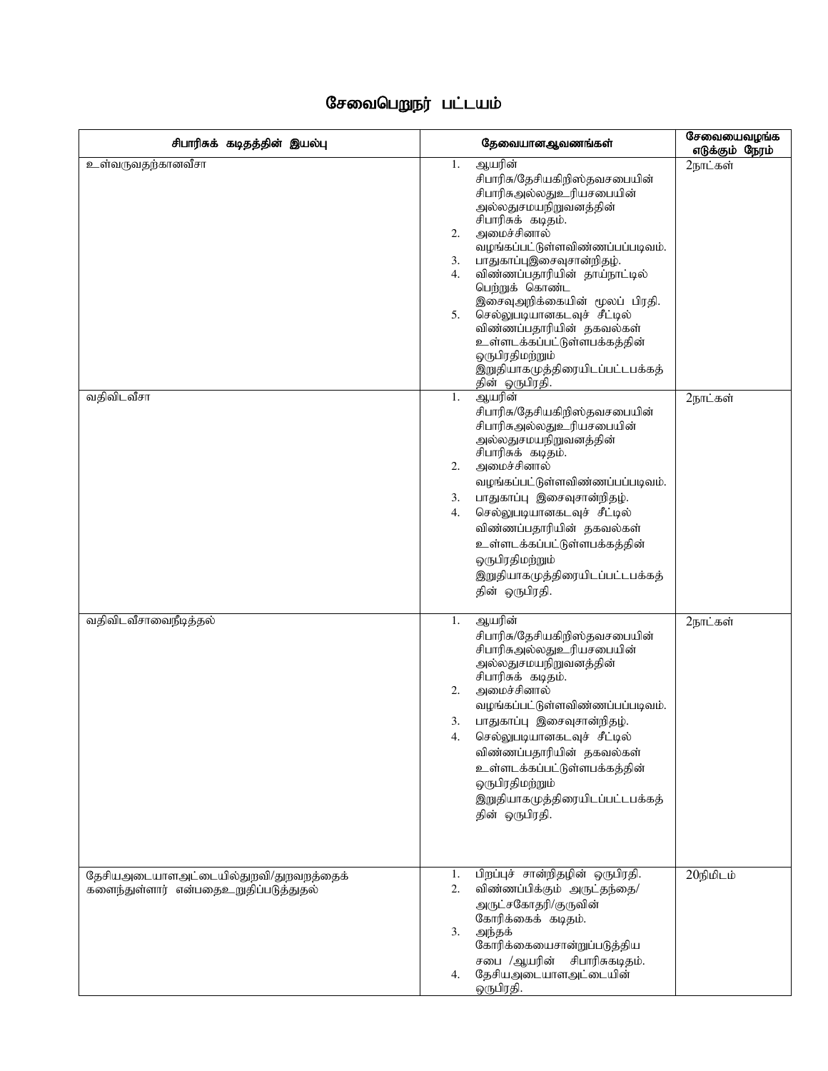# சேவைபெறுநர் பட்டயம்

| சிபாரிசுக் கடிதத்தின் இயல்பு | தேவையானஆவணங்கள் | சேவையைவழங்க எடுக்கும் நேரம் |
|---|---|---|
| உள்வருவதற்கானவீசா | 1. ஆயரின் சிபாரிசு/தேசியகிறிஸ்தவசபையின் சிபாரிசுஅல்லதுஉரியசபையின் அல்லதுசமயநிறுவனத்தின் சிபாரிசுக் கடிதம்.<br>2. அமைச்சினால் வழங்கப்பட்டுள்ளவிண்ணப்பப்படிவம்.<br>3. பாதுகாப்புஇசைவுசான்றிதழ்.<br>4. விண்ணப்பதாரியின் தாய்நாட்டில் பெற்றுக் கொண்ட இசைவுஅறிக்கையின் மூலப் பிரதி.<br>5. செல்லுபடியானகடவுச் சீட்டில் விண்ணப்பதாரியின் தகவல்கள் உள்ளடக்கப்பட்டுள்ளபக்கத்தின் ஒருபிரதிமற்றும் இறுதியாகமுத்திரையிடப்பட்டபக்கத்தின் ஒருபிரதி. | 2நாட்கள் |
| வதிவிடவீசா | 1. ஆயரின் சிபாரிசு/தேசியகிறிஸ்தவசபையின் சிபாரிசுஅல்லதுஉரியசபையின் அல்லதுசமயநிறுவனத்தின் சிபாரிசுக் கடிதம்.<br>2. அமைச்சினால் வழங்கப்பட்டுள்ளவிண்ணப்பப்படிவம்.<br>3. பாதுகாப்பு இசைவுசான்றிதழ்.<br>4. செல்லுபடியானகடவுச் சீட்டில் விண்ணப்பதாரியின் தகவல்கள் உள்ளடக்கப்பட்டுள்ளபக்கத்தின் ஒருபிரதிமற்றும் இறுதியாகமுத்திரையிடப்பட்டபக்கத்தின் ஒருபிரதி. | 2நாட்கள் |
| வதிவிடவீசாவைநீடித்தல் | 1. ஆயரின் சிபாரிசு/தேசியகிறிஸ்தவசபையின் சிபாரிசுஅல்லதுஉரியசபையின் அல்லதுசமயநிறுவனத்தின் சிபாரிசுக் கடிதம்.<br>2. அமைச்சினால் வழங்கப்பட்டுள்ளவிண்ணப்பப்படிவம்.<br>3. பாதுகாப்பு இசைவுசான்றிதழ்.<br>4. செல்லுபடியானகடவுச் சீட்டில் விண்ணப்பதாரியின் தகவல்கள் உள்ளடக்கப்பட்டுள்ளபக்கத்தின் ஒருபிரதிமற்றும் இறுதியாகமுத்திரையிடப்பட்டபக்கத்தின் ஒருபிரதி. | 2நாட்கள் |
| தேசியஅடையாளஅட்டையில்துறவி/துறவறத்தைக் களைந்துள்ளார் என்பதைஉறுதிப்படுத்துதல் | 1. பிறப்புச் சான்றிதழின் ஒருபிரதி.<br>2. விண்ணப்பிக்கும் அருட்தந்தை/அருட்சகோதரி/குருவின் கோரிக்கைக் கடிதம்.<br>3. அந்தக் கோரிக்கையைசான்றுப்படுத்திய சபை /ஆயரின் சிபாரிசுகடிதம்.<br>4. தேசியஅடையாளஅட்டையின் ஒருபிரதி. | 20நிமிடம் |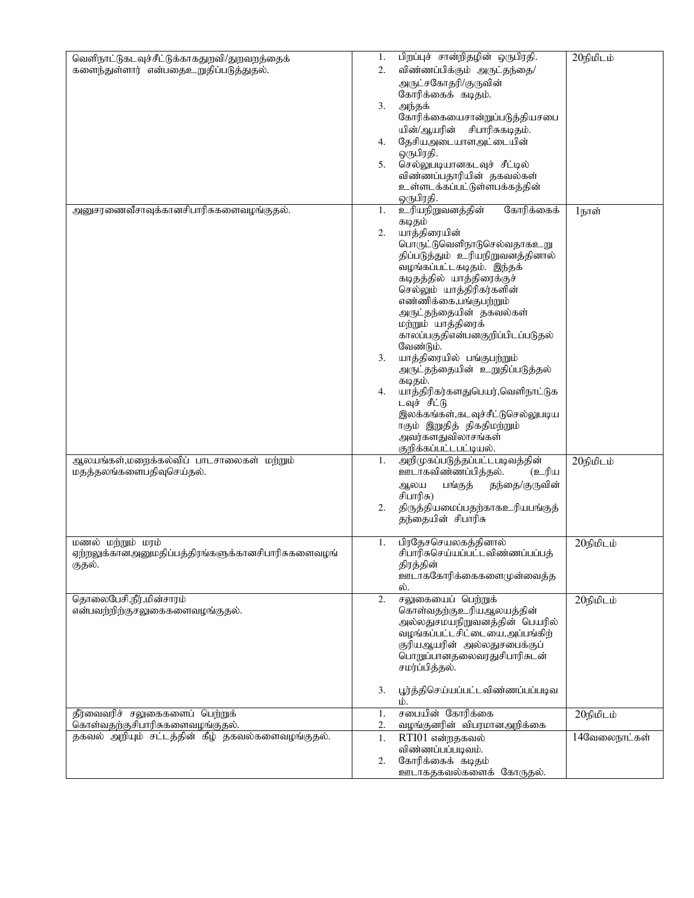| | | |
|---|---|---|
| வெளிநாட்டுகடவுச்சீட்டுக்காகதுறவி/துறவறத்தைக் களைந்துள்ளார் என்பதைஉறுதிப்படுத்துதல். | 1. பிறப்புச் சான்றிதழின் ஒருபிரதி.<br>2. விண்ணப்பிக்கும் அருட்தந்தை/ அருட்சகோதரி/குருவின் கோரிக்கைக் கடிதம்.<br>3. அந்தக் கோரிக்கையைசான்றுப்படுத்தியசபையின்/ஆயரின் சிபாரிசுகடிதம்.<br>4. தேசியஅடையாளஅட்டையின் ஒருபிரதி.<br>5. செல்லுபடியானகடவுச் சீட்டில் விண்ணப்பதாரியின் தகவல்கள் உள்ளடக்கப்பட்டுள்ளபக்கத்தின் ஒருபிரதி. | 20நிமிடம் |
| அனுசரணைவீசாவுக்கானசிபாரிசுகளைவழங்குதல். | 1. உரியநிறுவனத்தின் கோரிக்கைக் கடிதம்<br>2. யாத்திரையின் பொருட்டுவெளிநாடுசெல்வதாகஉறுதிப்படுத்தும் உரியநிறுவனத்தினால் வழங்கப்பட்டகடிதம். இந்தக் கடிதத்தில் யாத்திரைக்குச் செல்லும் யாத்திரிகர்களின் எண்ணிக்கை,பங்குபற்றும் அருட்தந்தையின் தகவல்கள் மற்றும் யாத்திரைக் காலப்பகுதிஎன்பனகுறிப்பிடப்படுதல் வேண்டும்.<br>3. யாத்திரையில் பங்குபற்றும் அருட்தந்தையின் உறுதிப்படுத்தல் கடிதம்.<br>4. யாத்திரிகர்களதுபெயர்,வெளிநாட்டுகடவுச் சீட்டு இலக்கங்கள்,கடவுச்சீட்டுசெல்லுபடியாகும் இறுதித் திகதிமற்றும் அவர்களதுவிலாசங்கள் குறிக்கப்பட்டபட்டியல். | 1நாள் |
| ஆலயங்கள்,மறைக்கல்விப் பாடசாலைகள் மற்றும் மதத்தலங்களைபதிவுசெய்தல். | 1. அறிமுகப்படுத்தப்பட்டபடிவத்தின் ஊடாகவிண்ணப்பித்தல். (உரிய ஆலய பங்குத் தந்தை/குருவின் சிபாரிசு)<br>2. திருத்தியமைப்பதற்காகஉரியபங்குத் தந்தையின் சிபாரிசு | 20நிமிடம் |
| மணல் மற்றும் மரம் ஏற்றலுக்கானஅனுமதிப்பத்திரங்களுக்கானசிபாரிசுகளைவழங்குதல். | 1. பிரதேசசெயலகத்தினால் சிபாரிசுசெய்யப்பட்டவிண்ணப்பப்பத்திரத்தின் ஊடாககோரிக்கைகளைமுன்வைத்தல். | 20நிமிடம் |
| தொலைபேசி,நீர்,மின்சாரம் என்பவற்றிற்குசலுகைகளைவழங்குதல். | 2. சலுகையைப் பெற்றுக் கொள்வதற்குஉரியஆலயத்தின் அல்லதுசமயநிறுவனத்தின் பெயரில் வழங்கப்பட்டசிட்டையை,அப்பங்கிற்குரியஆயரின் அல்லதுசபைக்குப் பொறுப்பானதலைவரதுசிபாரிசுடன் சமர்ப்பித்தல்.<br>3. பூர்த்திசெய்யப்பட்டவிண்ணப்பப்படிவம். | 20நிமிடம் |
| தீர்வைவரிச் சலுகைகளைப் பெற்றுக் கொள்வதற்குசிபாரிசுகளைவழங்குதல். | 1. சபையின் கோரிக்கை<br>2. வழங்குனரின் விபரமானஅறிக்கை | 20நிமிடம் |
| தகவல் அறியும் சட்டத்தின் கீழ் தகவல்களைவழங்குதல். | 1. RTI01 என்றதகவல் விண்ணப்பப்படிவம்.<br>2. கோரிக்கைக் கடிதம் ஊடாகதகவல்களைக் கோருதல். | 14வேலைநாட்கள் |